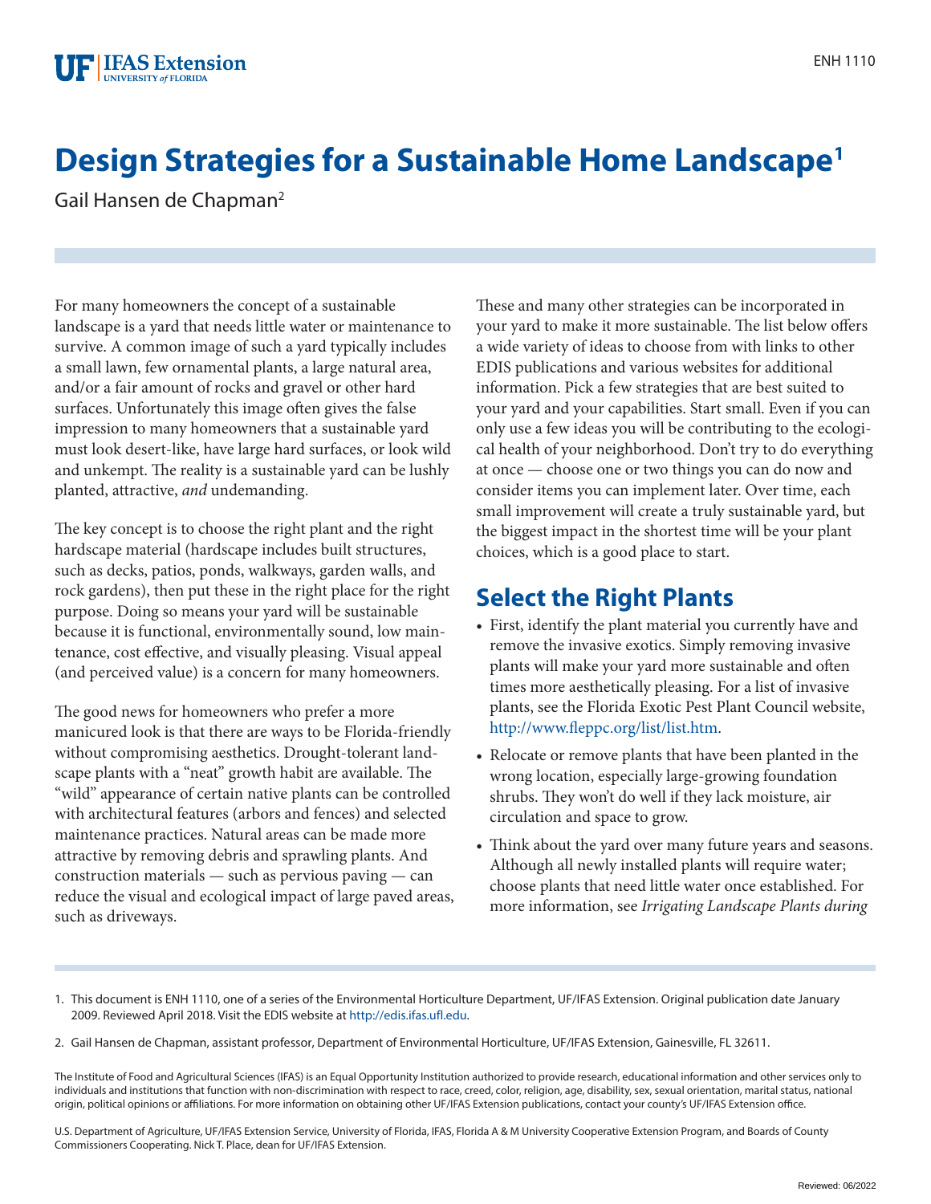# Design Strategies for a Sustainable Home Landscape[1]

Gail Hansen de Chapman[2]

For many homeowners the concept of a sustainable landscape is a yard that needs little water or maintenance to survive. A common image of such a yard typically includes a small lawn, few ornamental plants, a large natural area, and/or a fair amount of rocks and gravel or other hard surfaces. Unfortunately this image often gives the false impression to many homeowners that a sustainable yard must look desert-like, have large hard surfaces, or look wild and unkempt. The reality is a sustainable yard can be lushly planted, attractive, *and* undemanding.

The key concept is to choose the right plant and the right hardscape material (hardscape includes built structures, such as decks, patios, ponds, walkways, garden walls, and rock gardens), then put these in the right place for the right purpose. Doing so means your yard will be sustainable because it is functional, environmentally sound, low maintenance, cost effective, and visually pleasing. Visual appeal (and perceived value) is a concern for many homeowners.

The good news for homeowners who prefer a more manicured look is that there are ways to be Florida-friendly without compromising aesthetics. Drought-tolerant landscape plants with a "neat" growth habit are available. The "wild" appearance of certain native plants can be controlled with architectural features (arbors and fences) and selected maintenance practices. Natural areas can be made more attractive by removing debris and sprawling plants. And construction materials — such as pervious paving — can reduce the visual and ecological impact of large paved areas, such as driveways.

These and many other strategies can be incorporated in your yard to make it more sustainable. The list below offers a wide variety of ideas to choose from with links to other EDIS publications and various websites for additional information. Pick a few strategies that are best suited to your yard and your capabilities. Start small. Even if you can only use a few ideas you will be contributing to the ecological health of your neighborhood. Don't try to do everything at once — choose one or two things you can do now and consider items you can implement later. Over time, each small improvement will create a truly sustainable yard, but the biggest impact in the shortest time will be your plant choices, which is a good place to start.

## Select the Right Plants

- First, identify the plant material you currently have and remove the invasive exotics. Simply removing invasive plants will make your yard more sustainable and often times more aesthetically pleasing. For a list of invasive plants, see the Florida Exotic Pest Plant Council website, http://www.fleppc.org/list/list.htm.
- Relocate or remove plants that have been planted in the wrong location, especially large-growing foundation shrubs. They won't do well if they lack moisture, air circulation and space to grow.
- Think about the yard over many future years and seasons. Although all newly installed plants will require water; choose plants that need little water once established. For more information, see *Irrigating Landscape Plants during*

1. This document is ENH 1110, one of a series of the Environmental Horticulture Department, UF/IFAS Extension. Original publication date January 2009. Reviewed April 2018. Visit the EDIS website at http://edis.ifas.ufl.edu.

2. Gail Hansen de Chapman, assistant professor, Department of Environmental Horticulture, UF/IFAS Extension, Gainesville, FL 32611.

The Institute of Food and Agricultural Sciences (IFAS) is an Equal Opportunity Institution authorized to provide research, educational information and other services only to individuals and institutions that function with non-discrimination with respect to race, creed, color, religion, age, disability, sex, sexual orientation, marital status, national origin, political opinions or affiliations. For more information on obtaining other UF/IFAS Extension publications, contact your county's UF/IFAS Extension office.

U.S. Department of Agriculture, UF/IFAS Extension Service, University of Florida, IFAS, Florida A & M University Cooperative Extension Program, and Boards of County Commissioners Cooperating. Nick T. Place, dean for UF/IFAS Extension.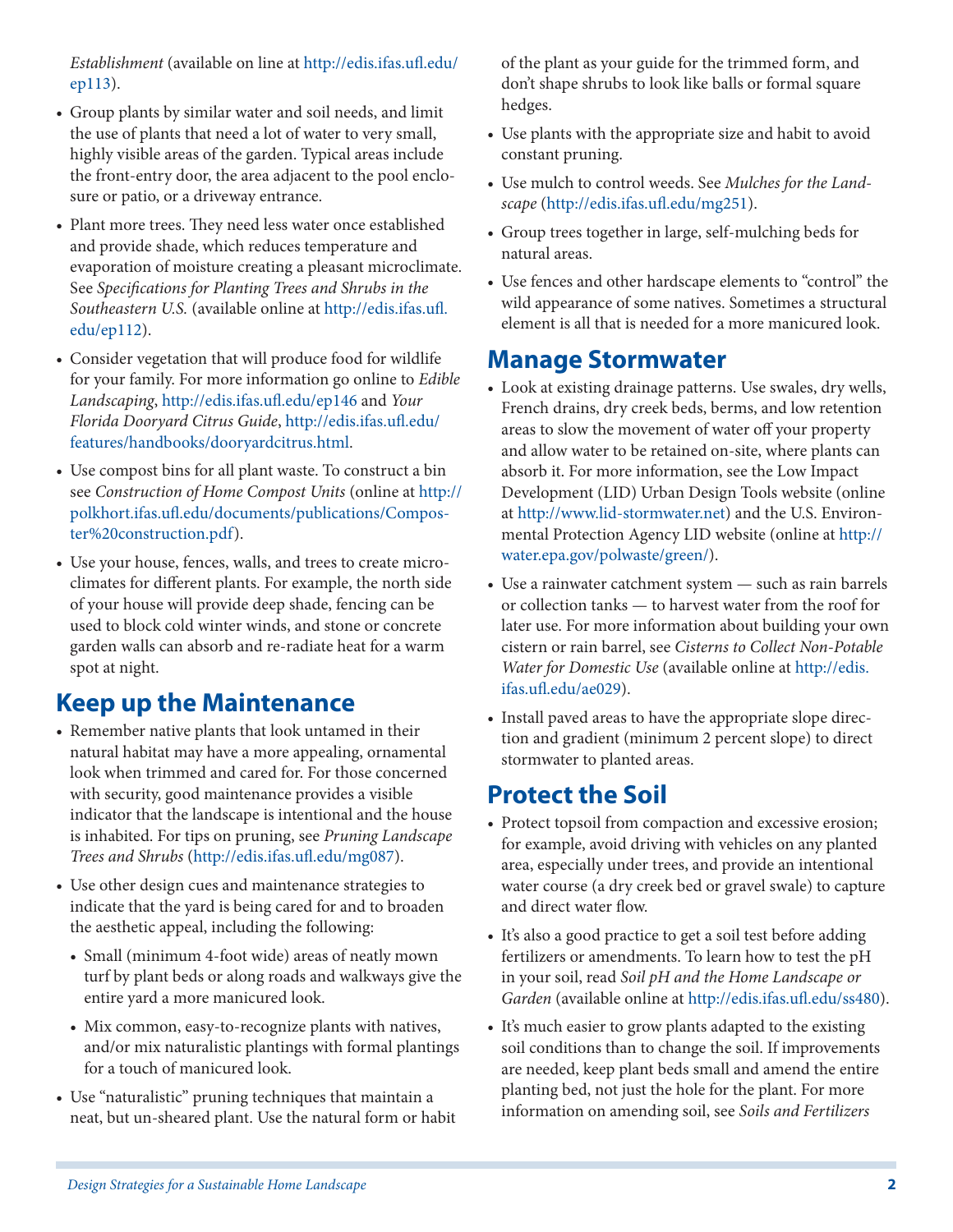*Establishment* (available on line at http://edis.ifas.ufl.edu/ep113).

- Group plants by similar water and soil needs, and limit the use of plants that need a lot of water to very small, highly visible areas of the garden. Typical areas include the front-entry door, the area adjacent to the pool enclosure or patio, or a driveway entrance.
- Plant more trees. They need less water once established and provide shade, which reduces temperature and evaporation of moisture creating a pleasant microclimate. See *Specifications for Planting Trees and Shrubs in the Southeastern U.S.* (available online at http://edis.ifas.ufl.edu/ep112).
- Consider vegetation that will produce food for wildlife for your family. For more information go online to *Edible Landscaping*, http://edis.ifas.ufl.edu/ep146 and *Your Florida Dooryard Citrus Guide*, http://edis.ifas.ufl.edu/features/handbooks/dooryardcitrus.html.
- Use compost bins for all plant waste. To construct a bin see *Construction of Home Compost Units* (online at http://polkhort.ifas.ufl.edu/documents/publications/Composter%20construction.pdf).
- Use your house, fences, walls, and trees to create microclimates for different plants. For example, the north side of your house will provide deep shade, fencing can be used to block cold winter winds, and stone or concrete garden walls can absorb and re-radiate heat for a warm spot at night.

## Keep up the Maintenance

- Remember native plants that look untamed in their natural habitat may have a more appealing, ornamental look when trimmed and cared for. For those concerned with security, good maintenance provides a visible indicator that the landscape is intentional and the house is inhabited. For tips on pruning, see *Pruning Landscape Trees and Shrubs* (http://edis.ifas.ufl.edu/mg087).
- Use other design cues and maintenance strategies to indicate that the yard is being cared for and to broaden the aesthetic appeal, including the following:
  - Small (minimum 4-foot wide) areas of neatly mown turf by plant beds or along roads and walkways give the entire yard a more manicured look.
  - Mix common, easy-to-recognize plants with natives, and/or mix naturalistic plantings with formal plantings for a touch of manicured look.
- Use "naturalistic" pruning techniques that maintain a neat, but un-sheared plant. Use the natural form or habit of the plant as your guide for the trimmed form, and don't shape shrubs to look like balls or formal square hedges.
- Use plants with the appropriate size and habit to avoid constant pruning.
- Use mulch to control weeds. See *Mulches for the Landscape* (http://edis.ifas.ufl.edu/mg251).
- Group trees together in large, self-mulching beds for natural areas.
- Use fences and other hardscape elements to "control" the wild appearance of some natives. Sometimes a structural element is all that is needed for a more manicured look.

## Manage Stormwater

- Look at existing drainage patterns. Use swales, dry wells, French drains, dry creek beds, berms, and low retention areas to slow the movement of water off your property and allow water to be retained on-site, where plants can absorb it. For more information, see the Low Impact Development (LID) Urban Design Tools website (online at http://www.lid-stormwater.net) and the U.S. Environmental Protection Agency LID website (online at http://water.epa.gov/polwaste/green/).
- Use a rainwater catchment system — such as rain barrels or collection tanks — to harvest water from the roof for later use. For more information about building your own cistern or rain barrel, see *Cisterns to Collect Non-Potable Water for Domestic Use* (available online at http://edis.ifas.ufl.edu/ae029).
- Install paved areas to have the appropriate slope direction and gradient (minimum 2 percent slope) to direct stormwater to planted areas.

## Protect the Soil

- Protect topsoil from compaction and excessive erosion; for example, avoid driving with vehicles on any planted area, especially under trees, and provide an intentional water course (a dry creek bed or gravel swale) to capture and direct water flow.
- It's also a good practice to get a soil test before adding fertilizers or amendments. To learn how to test the pH in your soil, read *Soil pH and the Home Landscape or Garden* (available online at http://edis.ifas.ufl.edu/ss480).
- It's much easier to grow plants adapted to the existing soil conditions than to change the soil. If improvements are needed, keep plant beds small and amend the entire planting bed, not just the hole for the plant. For more information on amending soil, see *Soils and Fertilizers*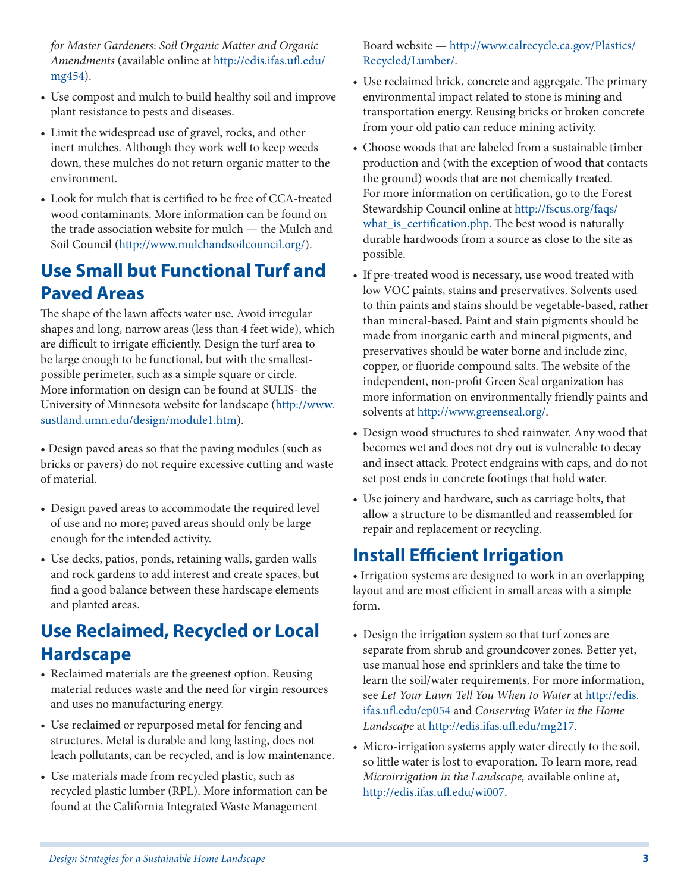*for Master Gardeners*: *Soil Organic Matter and Organic Amendments* (available online at http://edis.ifas.ufl.edu/mg454).

- Use compost and mulch to build healthy soil and improve plant resistance to pests and diseases.
- Limit the widespread use of gravel, rocks, and other inert mulches. Although they work well to keep weeds down, these mulches do not return organic matter to the environment.
- Look for mulch that is certified to be free of CCA-treated wood contaminants. More information can be found on the trade association website for mulch — the Mulch and Soil Council (http://www.mulchandsoilcouncil.org/).

## Use Small but Functional Turf and Paved Areas

The shape of the lawn affects water use. Avoid irregular shapes and long, narrow areas (less than 4 feet wide), which are difficult to irrigate efficiently. Design the turf area to be large enough to be functional, but with the smallest-possible perimeter, such as a simple square or circle. More information on design can be found at SULIS- the University of Minnesota website for landscape (http://www.sustland.umn.edu/design/module1.htm).

- Design paved areas so that the paving modules (such as bricks or pavers) do not require excessive cutting and waste of material.
- Design paved areas to accommodate the required level of use and no more; paved areas should only be large enough for the intended activity.
- Use decks, patios, ponds, retaining walls, garden walls and rock gardens to add interest and create spaces, but find a good balance between these hardscape elements and planted areas.

## Use Reclaimed, Recycled or Local Hardscape

- Reclaimed materials are the greenest option. Reusing material reduces waste and the need for virgin resources and uses no manufacturing energy.
- Use reclaimed or repurposed metal for fencing and structures. Metal is durable and long lasting, does not leach pollutants, can be recycled, and is low maintenance.
- Use materials made from recycled plastic, such as recycled plastic lumber (RPL). More information can be found at the California Integrated Waste Management Board website — http://www.calrecycle.ca.gov/Plastics/Recycled/Lumber/.
- Use reclaimed brick, concrete and aggregate. The primary environmental impact related to stone is mining and transportation energy. Reusing bricks or broken concrete from your old patio can reduce mining activity.
- Choose woods that are labeled from a sustainable timber production and (with the exception of wood that contacts the ground) woods that are not chemically treated. For more information on certification, go to the Forest Stewardship Council online at http://fscus.org/faqs/what_is_certification.php. The best wood is naturally durable hardwoods from a source as close to the site as possible.
- If pre-treated wood is necessary, use wood treated with low VOC paints, stains and preservatives. Solvents used to thin paints and stains should be vegetable-based, rather than mineral-based. Paint and stain pigments should be made from inorganic earth and mineral pigments, and preservatives should be water borne and include zinc, copper, or fluoride compound salts. The website of the independent, non-profit Green Seal organization has more information on environmentally friendly paints and solvents at http://www.greenseal.org/.
- Design wood structures to shed rainwater. Any wood that becomes wet and does not dry out is vulnerable to decay and insect attack. Protect endgrains with caps, and do not set post ends in concrete footings that hold water.
- Use joinery and hardware, such as carriage bolts, that allow a structure to be dismantled and reassembled for repair and replacement or recycling.

## Install Efficient Irrigation

- Irrigation systems are designed to work in an overlapping layout and are most efficient in small areas with a simple form.
- Design the irrigation system so that turf zones are separate from shrub and groundcover zones. Better yet, use manual hose end sprinklers and take the time to learn the soil/water requirements. For more information, see *Let Your Lawn Tell You When to Water* at http://edis.ifas.ufl.edu/ep054 and *Conserving Water in the Home Landscape* at http://edis.ifas.ufl.edu/mg217.
- Micro-irrigation systems apply water directly to the soil, so little water is lost to evaporation. To learn more, read *Microirrigation in the Landscape,* available online at, http://edis.ifas.ufl.edu/wi007.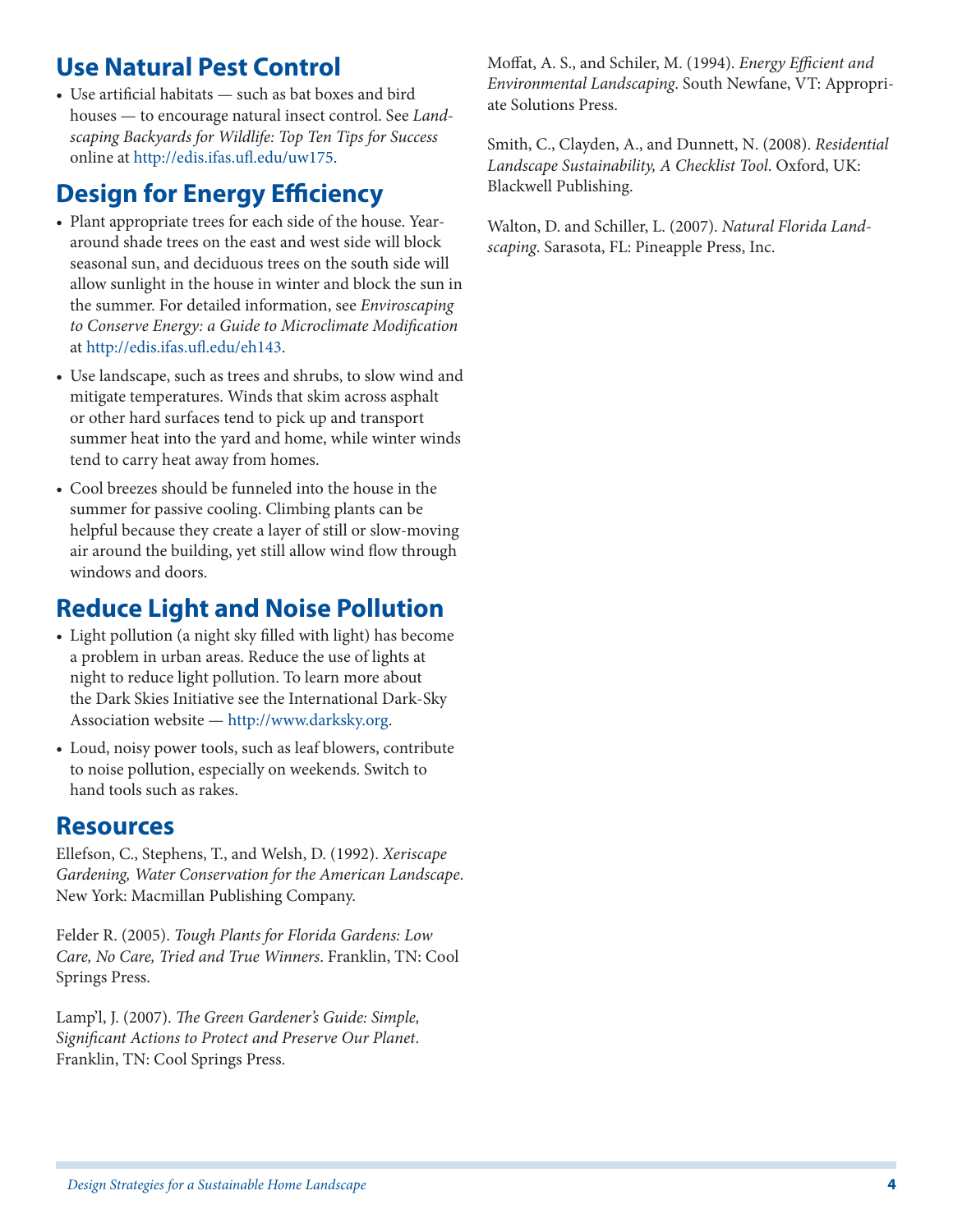## Use Natural Pest Control

- Use artificial habitats — such as bat boxes and bird houses — to encourage natural insect control. See *Landscaping Backyards for Wildlife: Top Ten Tips for Success* online at http://edis.ifas.ufl.edu/uw175.

## Design for Energy Efficiency

- Plant appropriate trees for each side of the house. Year-around shade trees on the east and west side will block seasonal sun, and deciduous trees on the south side will allow sunlight in the house in winter and block the sun in the summer. For detailed information, see *Enviroscaping to Conserve Energy: a Guide to Microclimate Modification* at http://edis.ifas.ufl.edu/eh143.
- Use landscape, such as trees and shrubs, to slow wind and mitigate temperatures. Winds that skim across asphalt or other hard surfaces tend to pick up and transport summer heat into the yard and home, while winter winds tend to carry heat away from homes.
- Cool breezes should be funneled into the house in the summer for passive cooling. Climbing plants can be helpful because they create a layer of still or slow-moving air around the building, yet still allow wind flow through windows and doors.

## Reduce Light and Noise Pollution

- Light pollution (a night sky filled with light) has become a problem in urban areas. Reduce the use of lights at night to reduce light pollution. To learn more about the Dark Skies Initiative see the International Dark-Sky Association website — http://www.darksky.org.
- Loud, noisy power tools, such as leaf blowers, contribute to noise pollution, especially on weekends. Switch to hand tools such as rakes.

## Resources

Ellefson, C., Stephens, T., and Welsh, D. (1992). *Xeriscape Gardening, Water Conservation for the American Landscape*. New York: Macmillan Publishing Company.

Felder R. (2005). *Tough Plants for Florida Gardens: Low Care, No Care, Tried and True Winners*. Franklin, TN: Cool Springs Press.

Lamp'l, J. (2007). *The Green Gardener's Guide: Simple, Significant Actions to Protect and Preserve Our Planet*. Franklin, TN: Cool Springs Press.

Moffat, A. S., and Schiler, M. (1994). *Energy Efficient and Environmental Landscaping*. South Newfane, VT: Appropriate Solutions Press.

Smith, C., Clayden, A., and Dunnett, N. (2008). *Residential Landscape Sustainability, A Checklist Tool*. Oxford, UK: Blackwell Publishing.

Walton, D. and Schiller, L. (2007). *Natural Florida Landscaping*. Sarasota, FL: Pineapple Press, Inc.